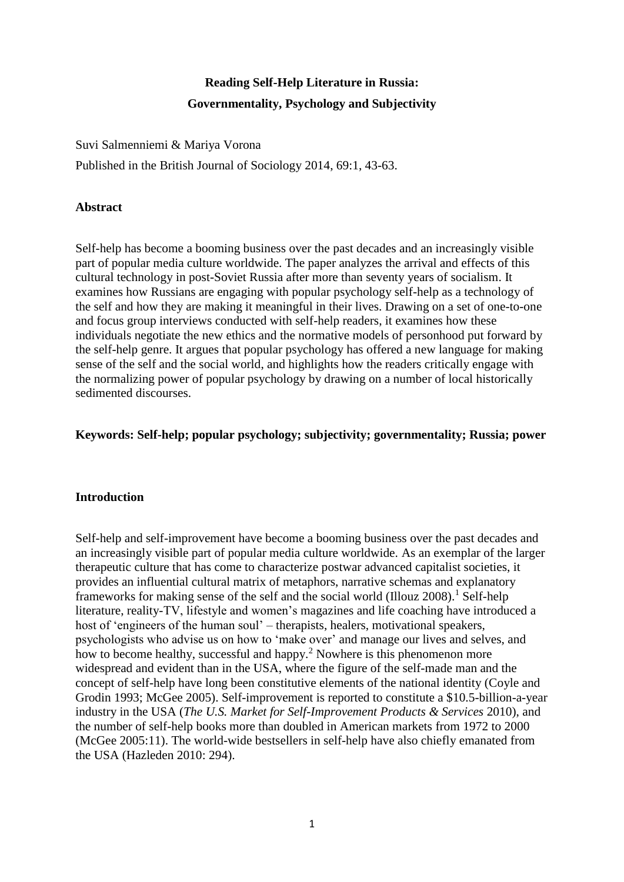# Reading Self-Help Literature in Russia:
## Governmentality, Psychology and Subjectivity

Suvi Salmenniemi & Mariya Vorona

Published in the British Journal of Sociology 2014, 69:1, 43-63.

### Abstract

Self-help has become a booming business over the past decades and an increasingly visible part of popular media culture worldwide. The paper analyzes the arrival and effects of this cultural technology in post-Soviet Russia after more than seventy years of socialism. It examines how Russians are engaging with popular psychology self-help as a technology of the self and how they are making it meaningful in their lives. Drawing on a set of one-to-one and focus group interviews conducted with self-help readers, it examines how these individuals negotiate the new ethics and the normative models of personhood put forward by the self-help genre. It argues that popular psychology has offered a new language for making sense of the self and the social world, and highlights how the readers critically engage with the normalizing power of popular psychology by drawing on a number of local historically sedimented discourses.

**Keywords: Self-help; popular psychology; subjectivity; governmentality; Russia; power**

### Introduction

Self-help and self-improvement have become a booming business over the past decades and an increasingly visible part of popular media culture worldwide. As an exemplar of the larger therapeutic culture that has come to characterize postwar advanced capitalist societies, it provides an influential cultural matrix of metaphors, narrative schemas and explanatory frameworks for making sense of the self and the social world (Illouz 2008).[1] Self-help literature, reality-TV, lifestyle and women's magazines and life coaching have introduced a host of 'engineers of the human soul' – therapists, healers, motivational speakers, psychologists who advise us on how to 'make over' and manage our lives and selves, and how to become healthy, successful and happy.[2] Nowhere is this phenomenon more widespread and evident than in the USA, where the figure of the self-made man and the concept of self-help have long been constitutive elements of the national identity (Coyle and Grodin 1993; McGee 2005). Self-improvement is reported to constitute a $10.5-billion-a-year industry in the USA (*The U.S. Market for Self-Improvement Products & Services* 2010), and the number of self-help books more than doubled in American markets from 1972 to 2000 (McGee 2005:11). The world-wide bestsellers in self-help have also chiefly emanated from the USA (Hazleden 2010: 294).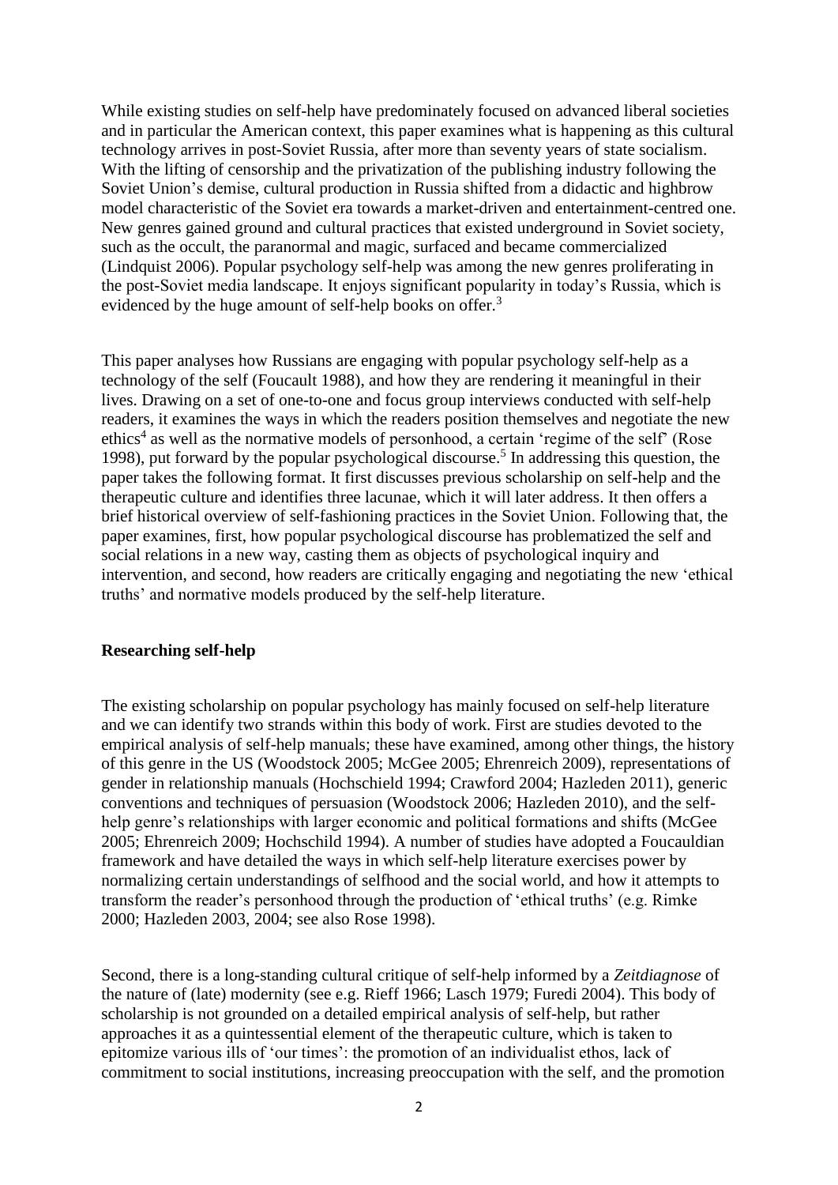While existing studies on self-help have predominately focused on advanced liberal societies and in particular the American context, this paper examines what is happening as this cultural technology arrives in post-Soviet Russia, after more than seventy years of state socialism. With the lifting of censorship and the privatization of the publishing industry following the Soviet Union's demise, cultural production in Russia shifted from a didactic and highbrow model characteristic of the Soviet era towards a market-driven and entertainment-centred one. New genres gained ground and cultural practices that existed underground in Soviet society, such as the occult, the paranormal and magic, surfaced and became commercialized (Lindquist 2006). Popular psychology self-help was among the new genres proliferating in the post-Soviet media landscape. It enjoys significant popularity in today's Russia, which is evidenced by the huge amount of self-help books on offer.[3]

This paper analyses how Russians are engaging with popular psychology self-help as a technology of the self (Foucault 1988), and how they are rendering it meaningful in their lives. Drawing on a set of one-to-one and focus group interviews conducted with self-help readers, it examines the ways in which the readers position themselves and negotiate the new ethics[4] as well as the normative models of personhood, a certain 'regime of the self' (Rose 1998), put forward by the popular psychological discourse.[5] In addressing this question, the paper takes the following format. It first discusses previous scholarship on self-help and the therapeutic culture and identifies three lacunae, which it will later address. It then offers a brief historical overview of self-fashioning practices in the Soviet Union. Following that, the paper examines, first, how popular psychological discourse has problematized the self and social relations in a new way, casting them as objects of psychological inquiry and intervention, and second, how readers are critically engaging and negotiating the new 'ethical truths' and normative models produced by the self-help literature.

## Researching self-help

The existing scholarship on popular psychology has mainly focused on self-help literature and we can identify two strands within this body of work. First are studies devoted to the empirical analysis of self-help manuals; these have examined, among other things, the history of this genre in the US (Woodstock 2005; McGee 2005; Ehrenreich 2009), representations of gender in relationship manuals (Hochschield 1994; Crawford 2004; Hazleden 2011), generic conventions and techniques of persuasion (Woodstock 2006; Hazleden 2010), and the self-help genre's relationships with larger economic and political formations and shifts (McGee 2005; Ehrenreich 2009; Hochschild 1994). A number of studies have adopted a Foucauldian framework and have detailed the ways in which self-help literature exercises power by normalizing certain understandings of selfhood and the social world, and how it attempts to transform the reader's personhood through the production of 'ethical truths' (e.g. Rimke 2000; Hazleden 2003, 2004; see also Rose 1998).

Second, there is a long-standing cultural critique of self-help informed by a *Zeitdiagnose* of the nature of (late) modernity (see e.g. Rieff 1966; Lasch 1979; Furedi 2004). This body of scholarship is not grounded on a detailed empirical analysis of self-help, but rather approaches it as a quintessential element of the therapeutic culture, which is taken to epitomize various ills of 'our times': the promotion of an individualist ethos, lack of commitment to social institutions, increasing preoccupation with the self, and the promotion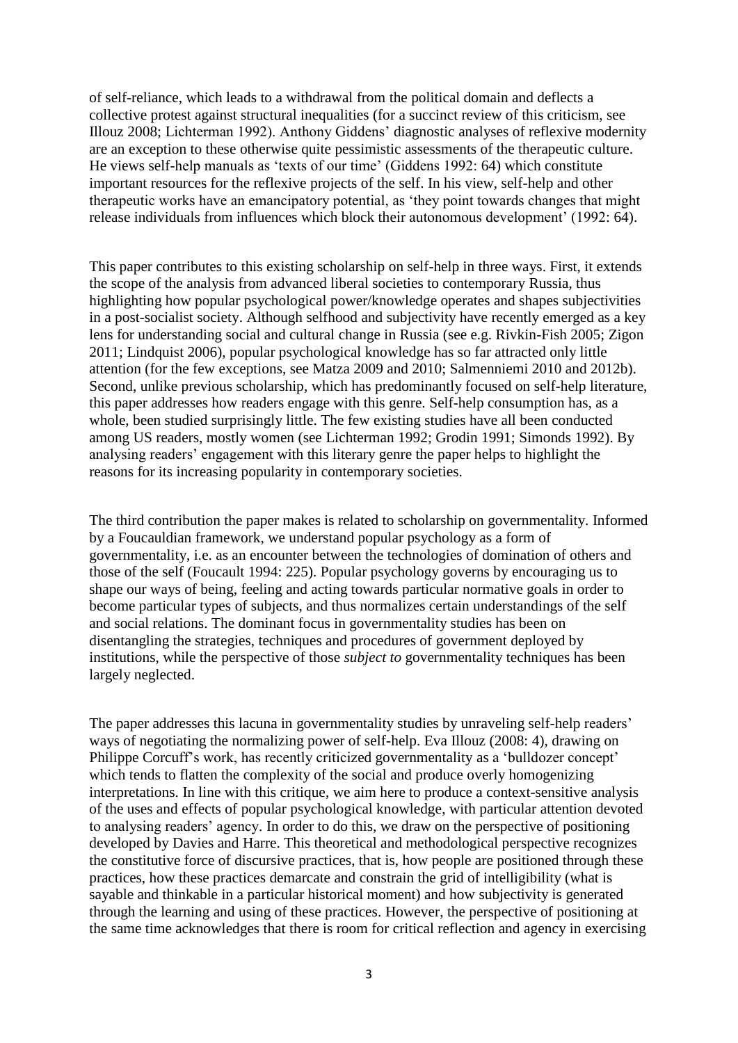of self-reliance, which leads to a withdrawal from the political domain and deflects a collective protest against structural inequalities (for a succinct review of this criticism, see Illouz 2008; Lichterman 1992). Anthony Giddens' diagnostic analyses of reflexive modernity are an exception to these otherwise quite pessimistic assessments of the therapeutic culture. He views self-help manuals as 'texts of our time' (Giddens 1992: 64) which constitute important resources for the reflexive projects of the self. In his view, self-help and other therapeutic works have an emancipatory potential, as 'they point towards changes that might release individuals from influences which block their autonomous development' (1992: 64).

This paper contributes to this existing scholarship on self-help in three ways. First, it extends the scope of the analysis from advanced liberal societies to contemporary Russia, thus highlighting how popular psychological power/knowledge operates and shapes subjectivities in a post-socialist society. Although selfhood and subjectivity have recently emerged as a key lens for understanding social and cultural change in Russia (see e.g. Rivkin-Fish 2005; Zigon 2011; Lindquist 2006), popular psychological knowledge has so far attracted only little attention (for the few exceptions, see Matza 2009 and 2010; Salmenniemi 2010 and 2012b). Second, unlike previous scholarship, which has predominantly focused on self-help literature, this paper addresses how readers engage with this genre. Self-help consumption has, as a whole, been studied surprisingly little. The few existing studies have all been conducted among US readers, mostly women (see Lichterman 1992; Grodin 1991; Simonds 1992). By analysing readers' engagement with this literary genre the paper helps to highlight the reasons for its increasing popularity in contemporary societies.

The third contribution the paper makes is related to scholarship on governmentality. Informed by a Foucauldian framework, we understand popular psychology as a form of governmentality, i.e. as an encounter between the technologies of domination of others and those of the self (Foucault 1994: 225). Popular psychology governs by encouraging us to shape our ways of being, feeling and acting towards particular normative goals in order to become particular types of subjects, and thus normalizes certain understandings of the self and social relations. The dominant focus in governmentality studies has been on disentangling the strategies, techniques and procedures of government deployed by institutions, while the perspective of those *subject to* governmentality techniques has been largely neglected.

The paper addresses this lacuna in governmentality studies by unraveling self-help readers' ways of negotiating the normalizing power of self-help. Eva Illouz (2008: 4), drawing on Philippe Corcuff's work, has recently criticized governmentality as a 'bulldozer concept' which tends to flatten the complexity of the social and produce overly homogenizing interpretations. In line with this critique, we aim here to produce a context-sensitive analysis of the uses and effects of popular psychological knowledge, with particular attention devoted to analysing readers' agency. In order to do this, we draw on the perspective of positioning developed by Davies and Harre. This theoretical and methodological perspective recognizes the constitutive force of discursive practices, that is, how people are positioned through these practices, how these practices demarcate and constrain the grid of intelligibility (what is sayable and thinkable in a particular historical moment) and how subjectivity is generated through the learning and using of these practices. However, the perspective of positioning at the same time acknowledges that there is room for critical reflection and agency in exercising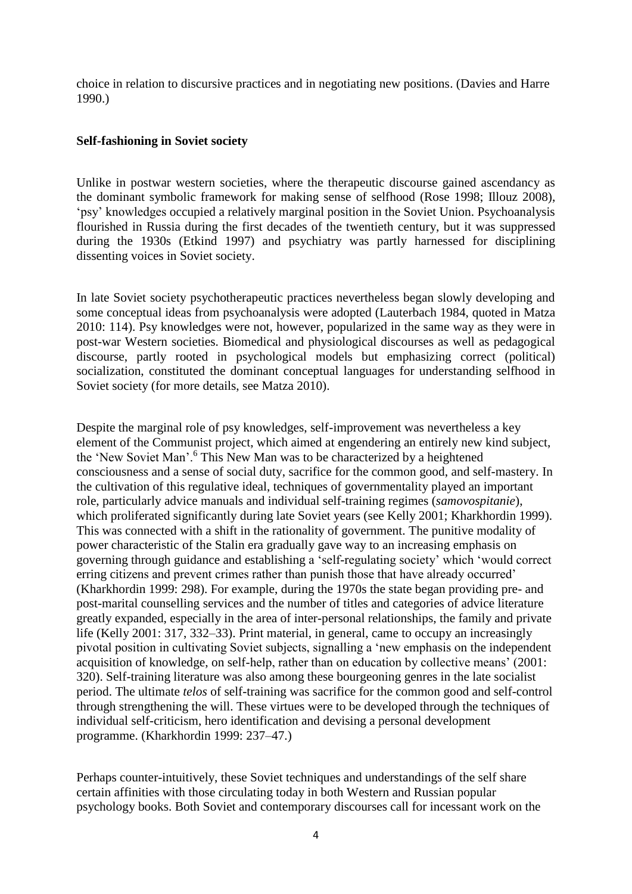choice in relation to discursive practices and in negotiating new positions. (Davies and Harre 1990.)

**Self-fashioning in Soviet society**

Unlike in postwar western societies, where the therapeutic discourse gained ascendancy as the dominant symbolic framework for making sense of selfhood (Rose 1998; Illouz 2008), 'psy' knowledges occupied a relatively marginal position in the Soviet Union. Psychoanalysis flourished in Russia during the first decades of the twentieth century, but it was suppressed during the 1930s (Etkind 1997) and psychiatry was partly harnessed for disciplining dissenting voices in Soviet society.

In late Soviet society psychotherapeutic practices nevertheless began slowly developing and some conceptual ideas from psychoanalysis were adopted (Lauterbach 1984, quoted in Matza 2010: 114). Psy knowledges were not, however, popularized in the same way as they were in post-war Western societies. Biomedical and physiological discourses as well as pedagogical discourse, partly rooted in psychological models but emphasizing correct (political) socialization, constituted the dominant conceptual languages for understanding selfhood in Soviet society (for more details, see Matza 2010).

Despite the marginal role of psy knowledges, self-improvement was nevertheless a key element of the Communist project, which aimed at engendering an entirely new kind subject, the 'New Soviet Man'.[6] This New Man was to be characterized by a heightened consciousness and a sense of social duty, sacrifice for the common good, and self-mastery. In the cultivation of this regulative ideal, techniques of governmentality played an important role, particularly advice manuals and individual self-training regimes (*samovospitanie*), which proliferated significantly during late Soviet years (see Kelly 2001; Kharkhordin 1999). This was connected with a shift in the rationality of government. The punitive modality of power characteristic of the Stalin era gradually gave way to an increasing emphasis on governing through guidance and establishing a 'self-regulating society' which 'would correct erring citizens and prevent crimes rather than punish those that have already occurred' (Kharkhordin 1999: 298). For example, during the 1970s the state began providing pre- and post-marital counselling services and the number of titles and categories of advice literature greatly expanded, especially in the area of inter-personal relationships, the family and private life (Kelly 2001: 317, 332–33). Print material, in general, came to occupy an increasingly pivotal position in cultivating Soviet subjects, signalling a 'new emphasis on the independent acquisition of knowledge, on self-help, rather than on education by collective means' (2001: 320). Self-training literature was also among these bourgeoning genres in the late socialist period. The ultimate *telos* of self-training was sacrifice for the common good and self-control through strengthening the will. These virtues were to be developed through the techniques of individual self-criticism, hero identification and devising a personal development programme. (Kharkhordin 1999: 237–47.)

Perhaps counter-intuitively, these Soviet techniques and understandings of the self share certain affinities with those circulating today in both Western and Russian popular psychology books. Both Soviet and contemporary discourses call for incessant work on the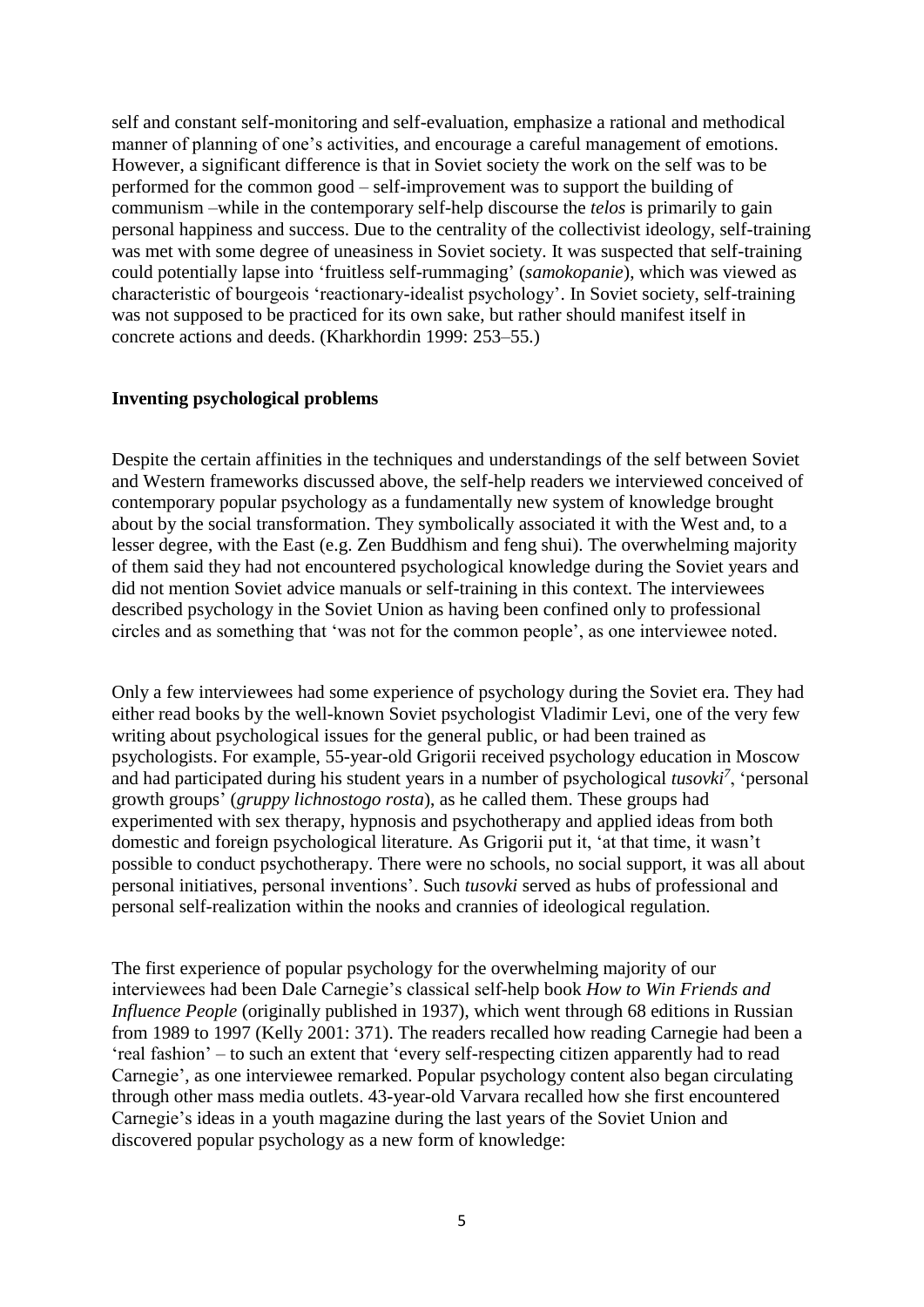self and constant self-monitoring and self-evaluation, emphasize a rational and methodical manner of planning of one's activities, and encourage a careful management of emotions. However, a significant difference is that in Soviet society the work on the self was to be performed for the common good – self-improvement was to support the building of communism –while in the contemporary self-help discourse the *telos* is primarily to gain personal happiness and success. Due to the centrality of the collectivist ideology, self-training was met with some degree of uneasiness in Soviet society. It was suspected that self-training could potentially lapse into 'fruitless self-rummaging' (*samokopanie*), which was viewed as characteristic of bourgeois 'reactionary-idealist psychology'. In Soviet society, self-training was not supposed to be practiced for its own sake, but rather should manifest itself in concrete actions and deeds. (Kharkhordin 1999: 253–55.)

**Inventing psychological problems**

Despite the certain affinities in the techniques and understandings of the self between Soviet and Western frameworks discussed above, the self-help readers we interviewed conceived of contemporary popular psychology as a fundamentally new system of knowledge brought about by the social transformation. They symbolically associated it with the West and, to a lesser degree, with the East (e.g. Zen Buddhism and feng shui). The overwhelming majority of them said they had not encountered psychological knowledge during the Soviet years and did not mention Soviet advice manuals or self-training in this context. The interviewees described psychology in the Soviet Union as having been confined only to professional circles and as something that 'was not for the common people', as one interviewee noted.

Only a few interviewees had some experience of psychology during the Soviet era. They had either read books by the well-known Soviet psychologist Vladimir Levi, one of the very few writing about psychological issues for the general public, or had been trained as psychologists. For example, 55-year-old Grigorii received psychology education in Moscow and had participated during his student years in a number of psychological *tusovki*[7], 'personal growth groups' (*gruppy lichnostogo rosta*), as he called them. These groups had experimented with sex therapy, hypnosis and psychotherapy and applied ideas from both domestic and foreign psychological literature. As Grigorii put it, 'at that time, it wasn't possible to conduct psychotherapy. There were no schools, no social support, it was all about personal initiatives, personal inventions'. Such *tusovki* served as hubs of professional and personal self-realization within the nooks and crannies of ideological regulation.

The first experience of popular psychology for the overwhelming majority of our interviewees had been Dale Carnegie's classical self-help book *How to Win Friends and Influence People* (originally published in 1937), which went through 68 editions in Russian from 1989 to 1997 (Kelly 2001: 371). The readers recalled how reading Carnegie had been a 'real fashion' – to such an extent that 'every self-respecting citizen apparently had to read Carnegie', as one interviewee remarked. Popular psychology content also began circulating through other mass media outlets. 43-year-old Varvara recalled how she first encountered Carnegie's ideas in a youth magazine during the last years of the Soviet Union and discovered popular psychology as a new form of knowledge: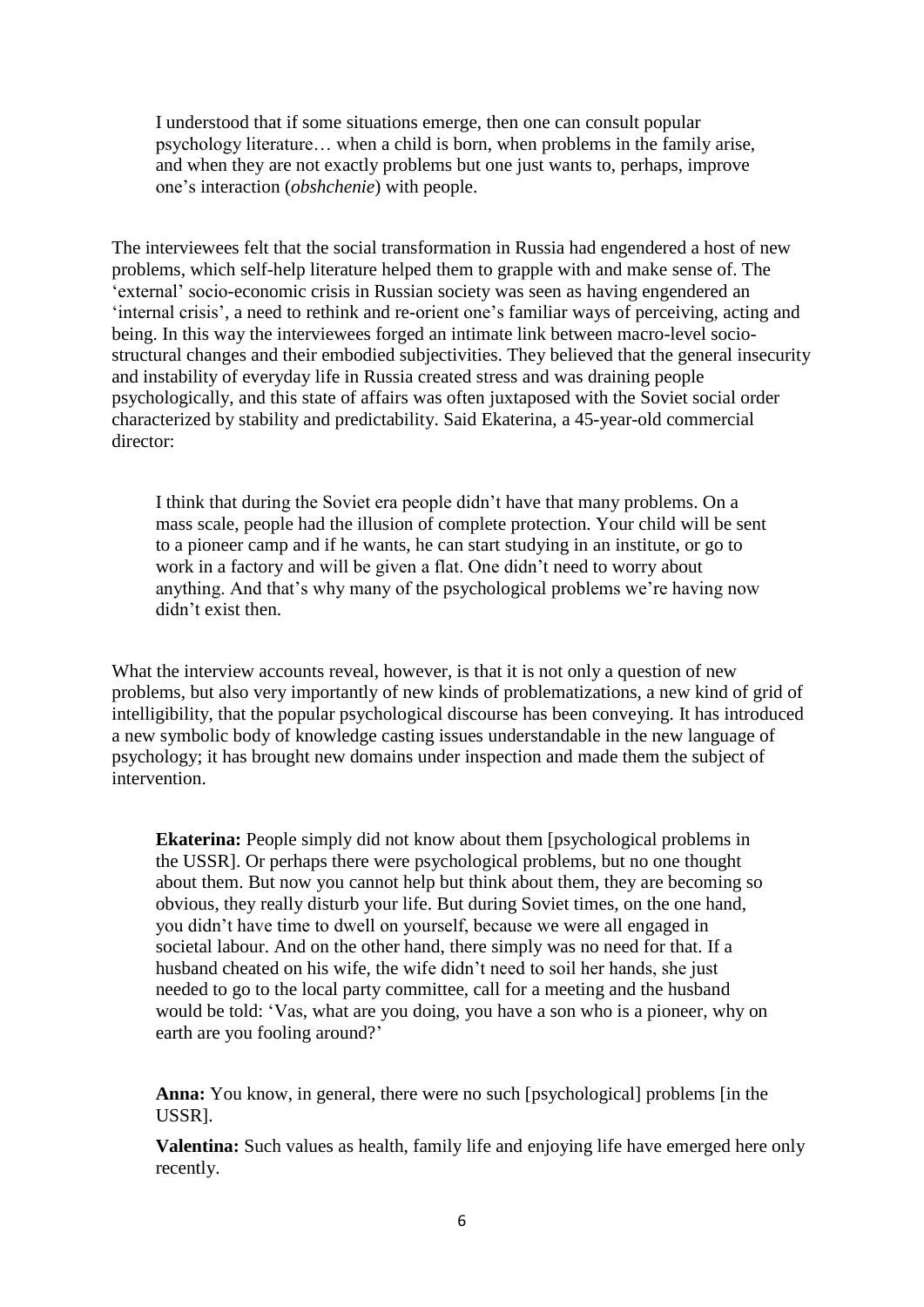> I understood that if some situations emerge, then one can consult popular psychology literature… when a child is born, when problems in the family arise, and when they are not exactly problems but one just wants to, perhaps, improve one's interaction (*obshchenie*) with people.

The interviewees felt that the social transformation in Russia had engendered a host of new problems, which self-help literature helped them to grapple with and make sense of. The 'external' socio-economic crisis in Russian society was seen as having engendered an 'internal crisis', a need to rethink and re-orient one's familiar ways of perceiving, acting and being. In this way the interviewees forged an intimate link between macro-level socio-structural changes and their embodied subjectivities. They believed that the general insecurity and instability of everyday life in Russia created stress and was draining people psychologically, and this state of affairs was often juxtaposed with the Soviet social order characterized by stability and predictability. Said Ekaterina, a 45-year-old commercial director:

> I think that during the Soviet era people didn't have that many problems. On a mass scale, people had the illusion of complete protection. Your child will be sent to a pioneer camp and if he wants, he can start studying in an institute, or go to work in a factory and will be given a flat. One didn't need to worry about anything. And that's why many of the psychological problems we're having now didn't exist then.

What the interview accounts reveal, however, is that it is not only a question of new problems, but also very importantly of new kinds of problematizations, a new kind of grid of intelligibility, that the popular psychological discourse has been conveying. It has introduced a new symbolic body of knowledge casting issues understandable in the new language of psychology; it has brought new domains under inspection and made them the subject of intervention.

> **Ekaterina:** People simply did not know about them [psychological problems in the USSR]. Or perhaps there were psychological problems, but no one thought about them. But now you cannot help but think about them, they are becoming so obvious, they really disturb your life. But during Soviet times, on the one hand, you didn't have time to dwell on yourself, because we were all engaged in societal labour. And on the other hand, there simply was no need for that. If a husband cheated on his wife, the wife didn't need to soil her hands, she just needed to go to the local party committee, call for a meeting and the husband would be told: 'Vas, what are you doing, you have a son who is a pioneer, why on earth are you fooling around?'

> **Anna:** You know, in general, there were no such [psychological] problems [in the USSR].
>
> **Valentina:** Such values as health, family life and enjoying life have emerged here only recently.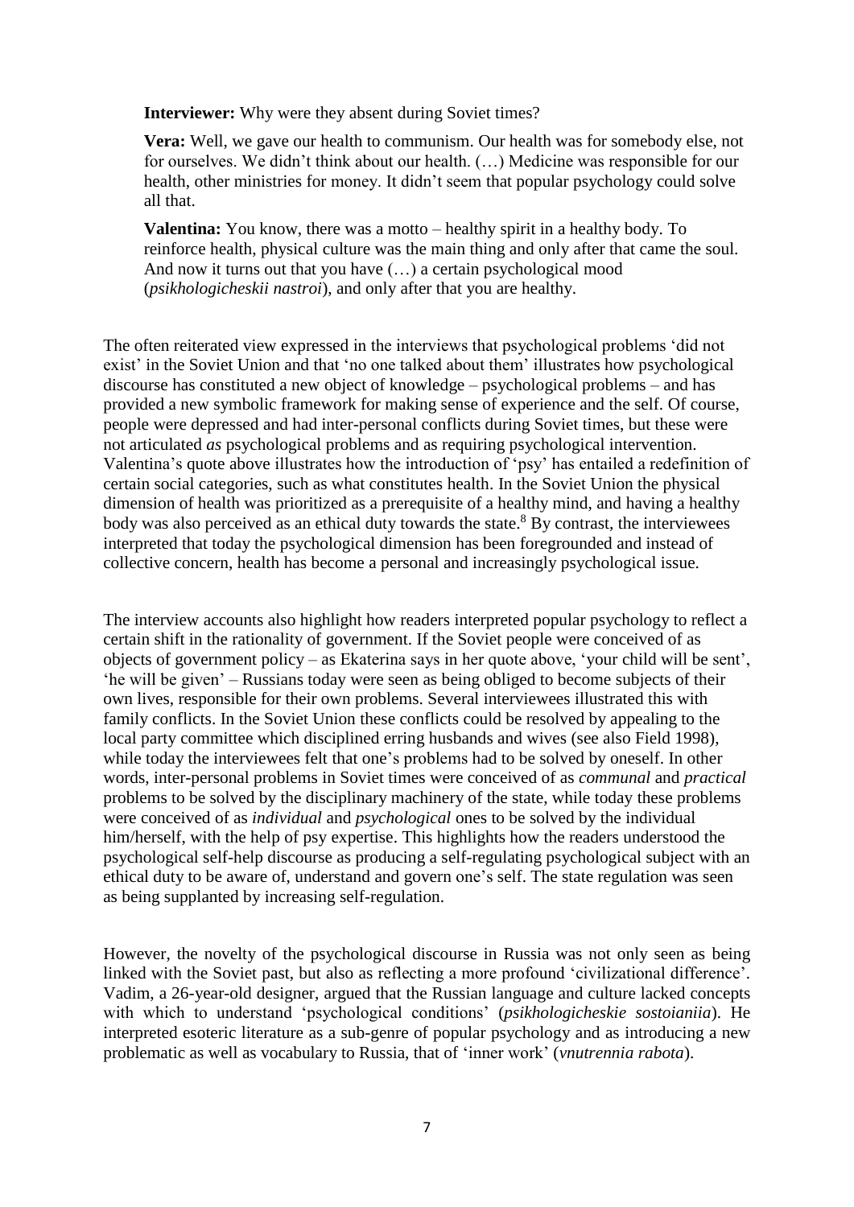**Interviewer:** Why were they absent during Soviet times?

**Vera:** Well, we gave our health to communism. Our health was for somebody else, not for ourselves. We didn't think about our health. (…) Medicine was responsible for our health, other ministries for money. It didn't seem that popular psychology could solve all that.

**Valentina:** You know, there was a motto – healthy spirit in a healthy body. To reinforce health, physical culture was the main thing and only after that came the soul. And now it turns out that you have (…) a certain psychological mood (*psikhologicheskii nastroi*), and only after that you are healthy.

The often reiterated view expressed in the interviews that psychological problems 'did not exist' in the Soviet Union and that 'no one talked about them' illustrates how psychological discourse has constituted a new object of knowledge – psychological problems – and has provided a new symbolic framework for making sense of experience and the self. Of course, people were depressed and had inter-personal conflicts during Soviet times, but these were not articulated *as* psychological problems and as requiring psychological intervention. Valentina's quote above illustrates how the introduction of 'psy' has entailed a redefinition of certain social categories, such as what constitutes health. In the Soviet Union the physical dimension of health was prioritized as a prerequisite of a healthy mind, and having a healthy body was also perceived as an ethical duty towards the state.[8] By contrast, the interviewees interpreted that today the psychological dimension has been foregrounded and instead of collective concern, health has become a personal and increasingly psychological issue.

The interview accounts also highlight how readers interpreted popular psychology to reflect a certain shift in the rationality of government. If the Soviet people were conceived of as objects of government policy – as Ekaterina says in her quote above, 'your child will be sent', 'he will be given' – Russians today were seen as being obliged to become subjects of their own lives, responsible for their own problems. Several interviewees illustrated this with family conflicts. In the Soviet Union these conflicts could be resolved by appealing to the local party committee which disciplined erring husbands and wives (see also Field 1998), while today the interviewees felt that one's problems had to be solved by oneself. In other words, inter-personal problems in Soviet times were conceived of as *communal* and *practical* problems to be solved by the disciplinary machinery of the state, while today these problems were conceived of as *individual* and *psychological* ones to be solved by the individual him/herself, with the help of psy expertise. This highlights how the readers understood the psychological self-help discourse as producing a self-regulating psychological subject with an ethical duty to be aware of, understand and govern one's self. The state regulation was seen as being supplanted by increasing self-regulation.

However, the novelty of the psychological discourse in Russia was not only seen as being linked with the Soviet past, but also as reflecting a more profound 'civilizational difference'. Vadim, a 26-year-old designer, argued that the Russian language and culture lacked concepts with which to understand 'psychological conditions' (*psikhologicheskie sostoianiia*). He interpreted esoteric literature as a sub-genre of popular psychology and as introducing a new problematic as well as vocabulary to Russia, that of 'inner work' (*vnutrennia rabota*).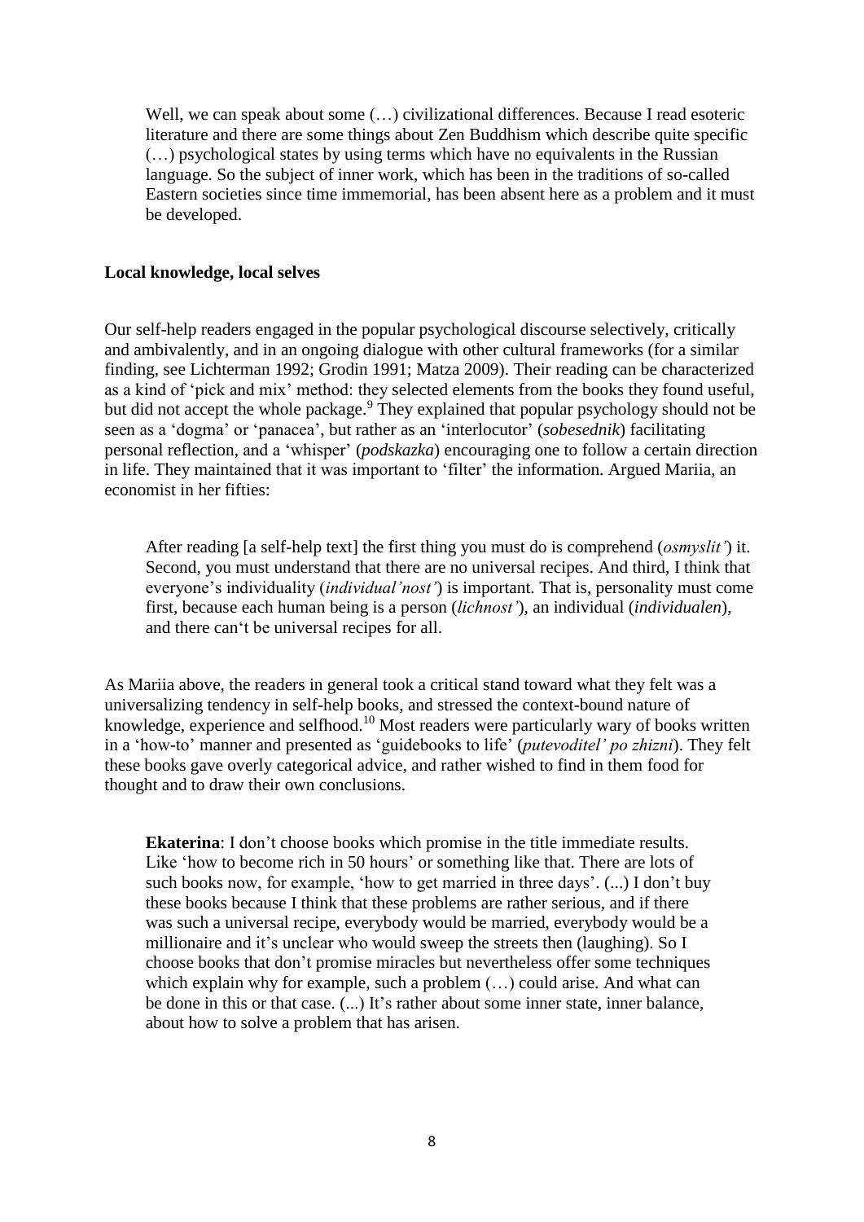> Well, we can speak about some (…) civilizational differences. Because I read esoteric literature and there are some things about Zen Buddhism which describe quite specific (…) psychological states by using terms which have no equivalents in the Russian language. So the subject of inner work, which has been in the traditions of so-called Eastern societies since time immemorial, has been absent here as a problem and it must be developed.

**Local knowledge, local selves**

Our self-help readers engaged in the popular psychological discourse selectively, critically and ambivalently, and in an ongoing dialogue with other cultural frameworks (for a similar finding, see Lichterman 1992; Grodin 1991; Matza 2009). Their reading can be characterized as a kind of 'pick and mix' method: they selected elements from the books they found useful, but did not accept the whole package.[9] They explained that popular psychology should not be seen as a 'dogma' or 'panacea', but rather as an 'interlocutor' (*sobesednik*) facilitating personal reflection, and a 'whisper' (*podskazka*) encouraging one to follow a certain direction in life. They maintained that it was important to 'filter' the information. Argued Mariia, an economist in her fifties:

> After reading [a self-help text] the first thing you must do is comprehend (*osmyslit'*) it. Second, you must understand that there are no universal recipes. And third, I think that everyone's individuality (*individual'nost'*) is important. That is, personality must come first, because each human being is a person (*lichnost'*), an individual (*individualen*), and there can't be universal recipes for all.

As Mariia above, the readers in general took a critical stand toward what they felt was a universalizing tendency in self-help books, and stressed the context-bound nature of knowledge, experience and selfhood.[10] Most readers were particularly wary of books written in a 'how-to' manner and presented as 'guidebooks to life' (*putevoditel' po zhizni*). They felt these books gave overly categorical advice, and rather wished to find in them food for thought and to draw their own conclusions.

> **Ekaterina**: I don't choose books which promise in the title immediate results. Like 'how to become rich in 50 hours' or something like that. There are lots of such books now, for example, 'how to get married in three days'. (...) I don't buy these books because I think that these problems are rather serious, and if there was such a universal recipe, everybody would be married, everybody would be a millionaire and it's unclear who would sweep the streets then (laughing). So I choose books that don't promise miracles but nevertheless offer some techniques which explain why for example, such a problem (…) could arise. And what can be done in this or that case. (...) It's rather about some inner state, inner balance, about how to solve a problem that has arisen.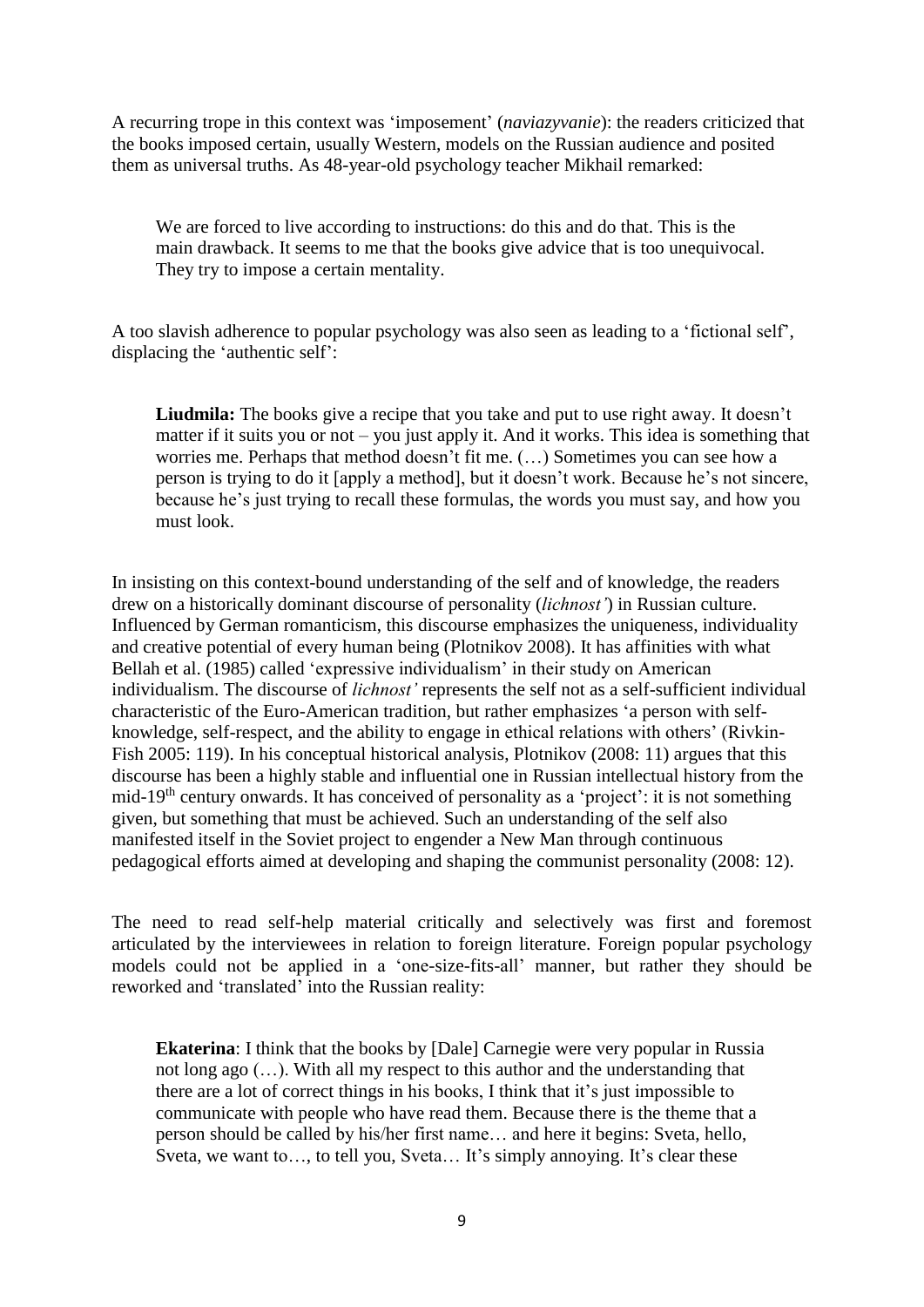A recurring trope in this context was 'imposement' (*naviazyvanie*): the readers criticized that the books imposed certain, usually Western, models on the Russian audience and posited them as universal truths. As 48-year-old psychology teacher Mikhail remarked:

> We are forced to live according to instructions: do this and do that. This is the main drawback. It seems to me that the books give advice that is too unequivocal. They try to impose a certain mentality.

A too slavish adherence to popular psychology was also seen as leading to a 'fictional self', displacing the 'authentic self':

> **Liudmila:** The books give a recipe that you take and put to use right away. It doesn't matter if it suits you or not – you just apply it. And it works. This idea is something that worries me. Perhaps that method doesn't fit me. (…) Sometimes you can see how a person is trying to do it [apply a method], but it doesn't work. Because he's not sincere, because he's just trying to recall these formulas, the words you must say, and how you must look.

In insisting on this context-bound understanding of the self and of knowledge, the readers drew on a historically dominant discourse of personality (*lichnost'*) in Russian culture. Influenced by German romanticism, this discourse emphasizes the uniqueness, individuality and creative potential of every human being (Plotnikov 2008). It has affinities with what Bellah et al. (1985) called 'expressive individualism' in their study on American individualism. The discourse of *lichnost'* represents the self not as a self-sufficient individual characteristic of the Euro-American tradition, but rather emphasizes 'a person with self-knowledge, self-respect, and the ability to engage in ethical relations with others' (Rivkin-Fish 2005: 119). In his conceptual historical analysis, Plotnikov (2008: 11) argues that this discourse has been a highly stable and influential one in Russian intellectual history from the mid-19th century onwards. It has conceived of personality as a 'project': it is not something given, but something that must be achieved. Such an understanding of the self also manifested itself in the Soviet project to engender a New Man through continuous pedagogical efforts aimed at developing and shaping the communist personality (2008: 12).

The need to read self-help material critically and selectively was first and foremost articulated by the interviewees in relation to foreign literature. Foreign popular psychology models could not be applied in a 'one-size-fits-all' manner, but rather they should be reworked and 'translated' into the Russian reality:

> **Ekaterina**: I think that the books by [Dale] Carnegie were very popular in Russia not long ago (…). With all my respect to this author and the understanding that there are a lot of correct things in his books, I think that it's just impossible to communicate with people who have read them. Because there is the theme that a person should be called by his/her first name… and here it begins: Sveta, hello, Sveta, we want to…, to tell you, Sveta… It's simply annoying. It's clear these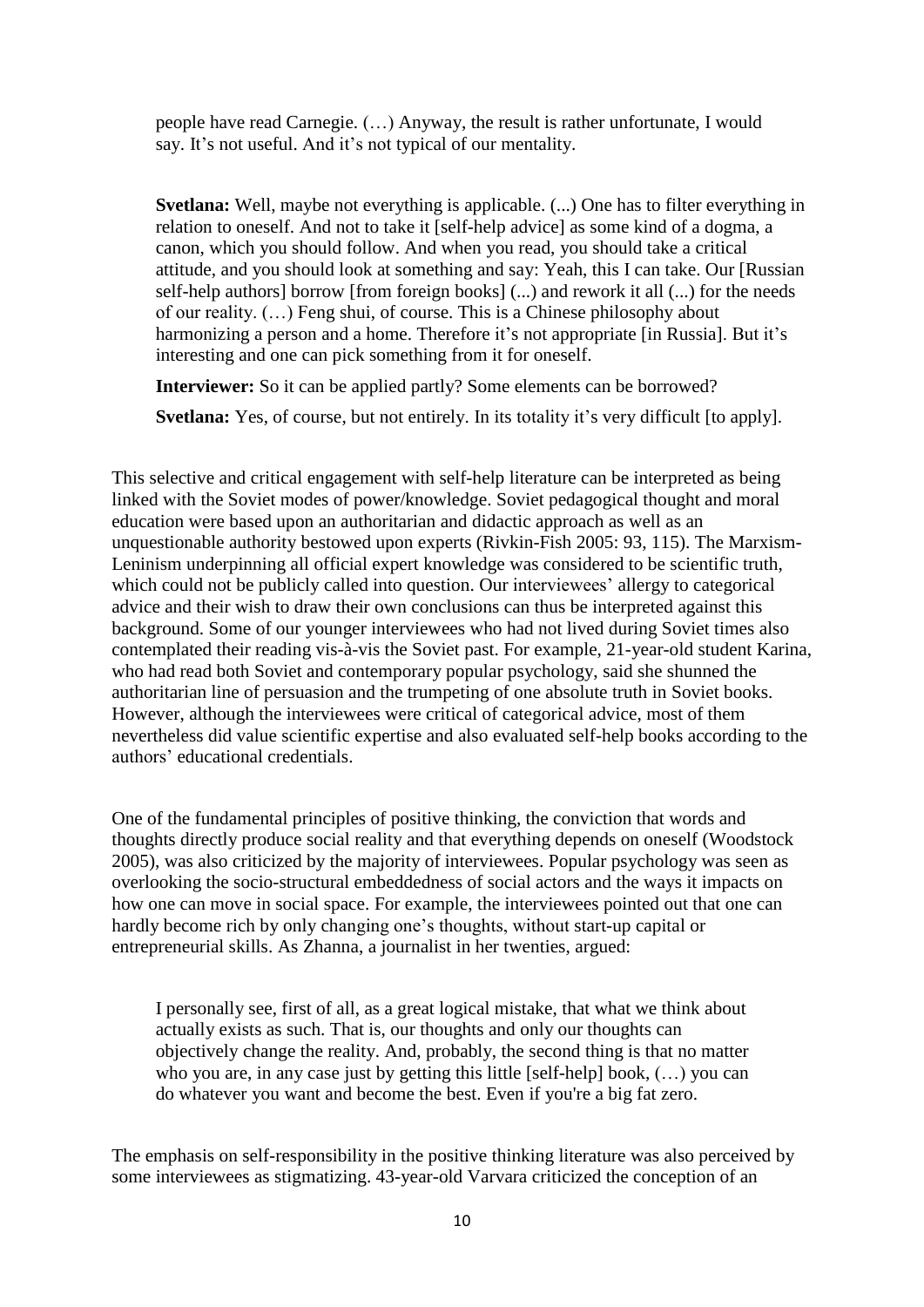> people have read Carnegie. (…) Anyway, the result is rather unfortunate, I would say. It's not useful. And it's not typical of our mentality.

> **Svetlana:** Well, maybe not everything is applicable. (...) One has to filter everything in relation to oneself. And not to take it [self-help advice] as some kind of a dogma, a canon, which you should follow. And when you read, you should take a critical attitude, and you should look at something and say: Yeah, this I can take. Our [Russian self-help authors] borrow [from foreign books] (...) and rework it all (...) for the needs of our reality. (…) Feng shui, of course. This is a Chinese philosophy about harmonizing a person and a home. Therefore it's not appropriate [in Russia]. But it's interesting and one can pick something from it for oneself.
>
> **Interviewer:** So it can be applied partly? Some elements can be borrowed?
>
> **Svetlana:** Yes, of course, but not entirely. In its totality it's very difficult [to apply].

This selective and critical engagement with self-help literature can be interpreted as being linked with the Soviet modes of power/knowledge. Soviet pedagogical thought and moral education were based upon an authoritarian and didactic approach as well as an unquestionable authority bestowed upon experts (Rivkin-Fish 2005: 93, 115). The Marxism-Leninism underpinning all official expert knowledge was considered to be scientific truth, which could not be publicly called into question. Our interviewees' allergy to categorical advice and their wish to draw their own conclusions can thus be interpreted against this background. Some of our younger interviewees who had not lived during Soviet times also contemplated their reading vis-à-vis the Soviet past. For example, 21-year-old student Karina, who had read both Soviet and contemporary popular psychology, said she shunned the authoritarian line of persuasion and the trumpeting of one absolute truth in Soviet books. However, although the interviewees were critical of categorical advice, most of them nevertheless did value scientific expertise and also evaluated self-help books according to the authors' educational credentials.

One of the fundamental principles of positive thinking, the conviction that words and thoughts directly produce social reality and that everything depends on oneself (Woodstock 2005), was also criticized by the majority of interviewees. Popular psychology was seen as overlooking the socio-structural embeddedness of social actors and the ways it impacts on how one can move in social space. For example, the interviewees pointed out that one can hardly become rich by only changing one's thoughts, without start-up capital or entrepreneurial skills. As Zhanna, a journalist in her twenties, argued:

> I personally see, first of all, as a great logical mistake, that what we think about actually exists as such. That is, our thoughts and only our thoughts can objectively change the reality. And, probably, the second thing is that no matter who you are, in any case just by getting this little [self-help] book, (…) you can do whatever you want and become the best. Even if you're a big fat zero.

The emphasis on self-responsibility in the positive thinking literature was also perceived by some interviewees as stigmatizing. 43-year-old Varvara criticized the conception of an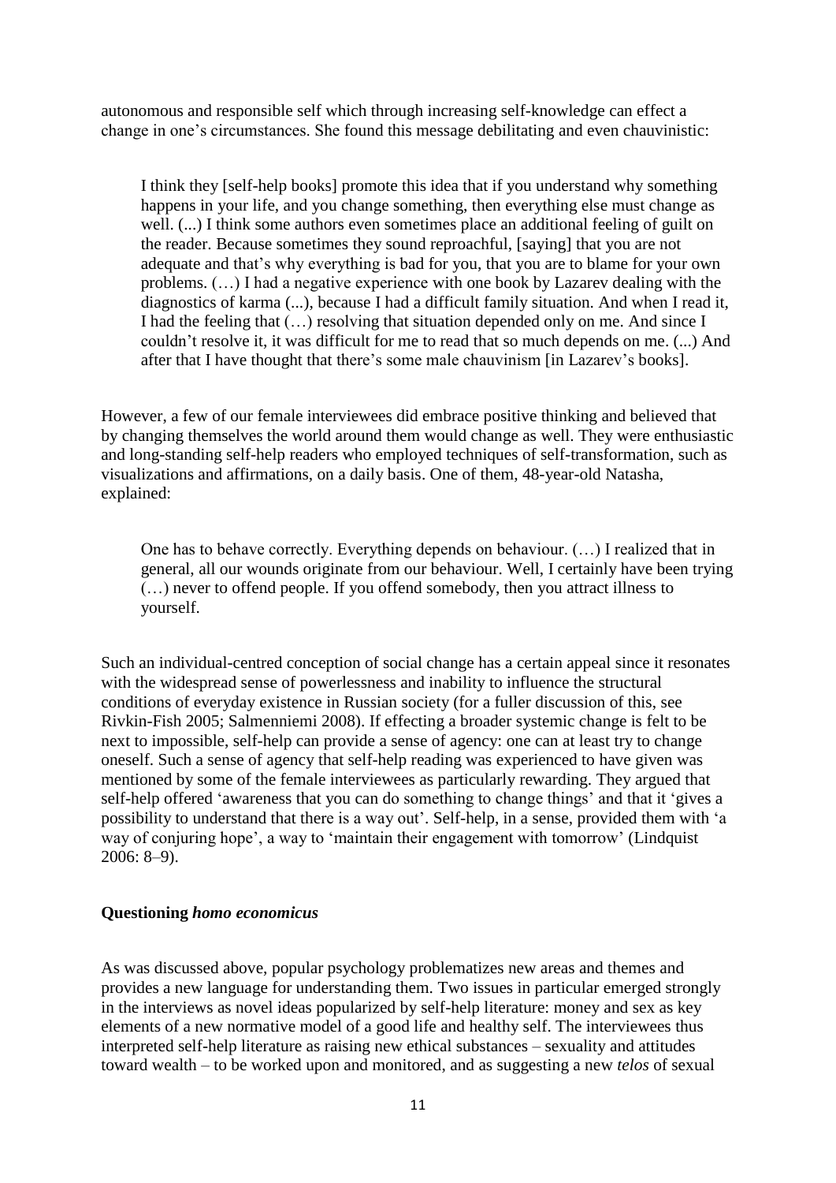autonomous and responsible self which through increasing self-knowledge can effect a change in one's circumstances. She found this message debilitating and even chauvinistic:

> I think they [self-help books] promote this idea that if you understand why something happens in your life, and you change something, then everything else must change as well. (...) I think some authors even sometimes place an additional feeling of guilt on the reader. Because sometimes they sound reproachful, [saying] that you are not adequate and that's why everything is bad for you, that you are to blame for your own problems. (…) I had a negative experience with one book by Lazarev dealing with the diagnostics of karma (...), because I had a difficult family situation. And when I read it, I had the feeling that (…) resolving that situation depended only on me. And since I couldn't resolve it, it was difficult for me to read that so much depends on me. (...) And after that I have thought that there's some male chauvinism [in Lazarev's books].

However, a few of our female interviewees did embrace positive thinking and believed that by changing themselves the world around them would change as well. They were enthusiastic and long-standing self-help readers who employed techniques of self-transformation, such as visualizations and affirmations, on a daily basis. One of them, 48-year-old Natasha, explained:

> One has to behave correctly. Everything depends on behaviour. (…) I realized that in general, all our wounds originate from our behaviour. Well, I certainly have been trying (…) never to offend people. If you offend somebody, then you attract illness to yourself.

Such an individual-centred conception of social change has a certain appeal since it resonates with the widespread sense of powerlessness and inability to influence the structural conditions of everyday existence in Russian society (for a fuller discussion of this, see Rivkin-Fish 2005; Salmenniemi 2008). If effecting a broader systemic change is felt to be next to impossible, self-help can provide a sense of agency: one can at least try to change oneself. Such a sense of agency that self-help reading was experienced to have given was mentioned by some of the female interviewees as particularly rewarding. They argued that self-help offered 'awareness that you can do something to change things' and that it 'gives a possibility to understand that there is a way out'. Self-help, in a sense, provided them with 'a way of conjuring hope', a way to 'maintain their engagement with tomorrow' (Lindquist 2006: 8–9).

## Questioning *homo economicus*

As was discussed above, popular psychology problematizes new areas and themes and provides a new language for understanding them. Two issues in particular emerged strongly in the interviews as novel ideas popularized by self-help literature: money and sex as key elements of a new normative model of a good life and healthy self. The interviewees thus interpreted self-help literature as raising new ethical substances – sexuality and attitudes toward wealth – to be worked upon and monitored, and as suggesting a new *telos* of sexual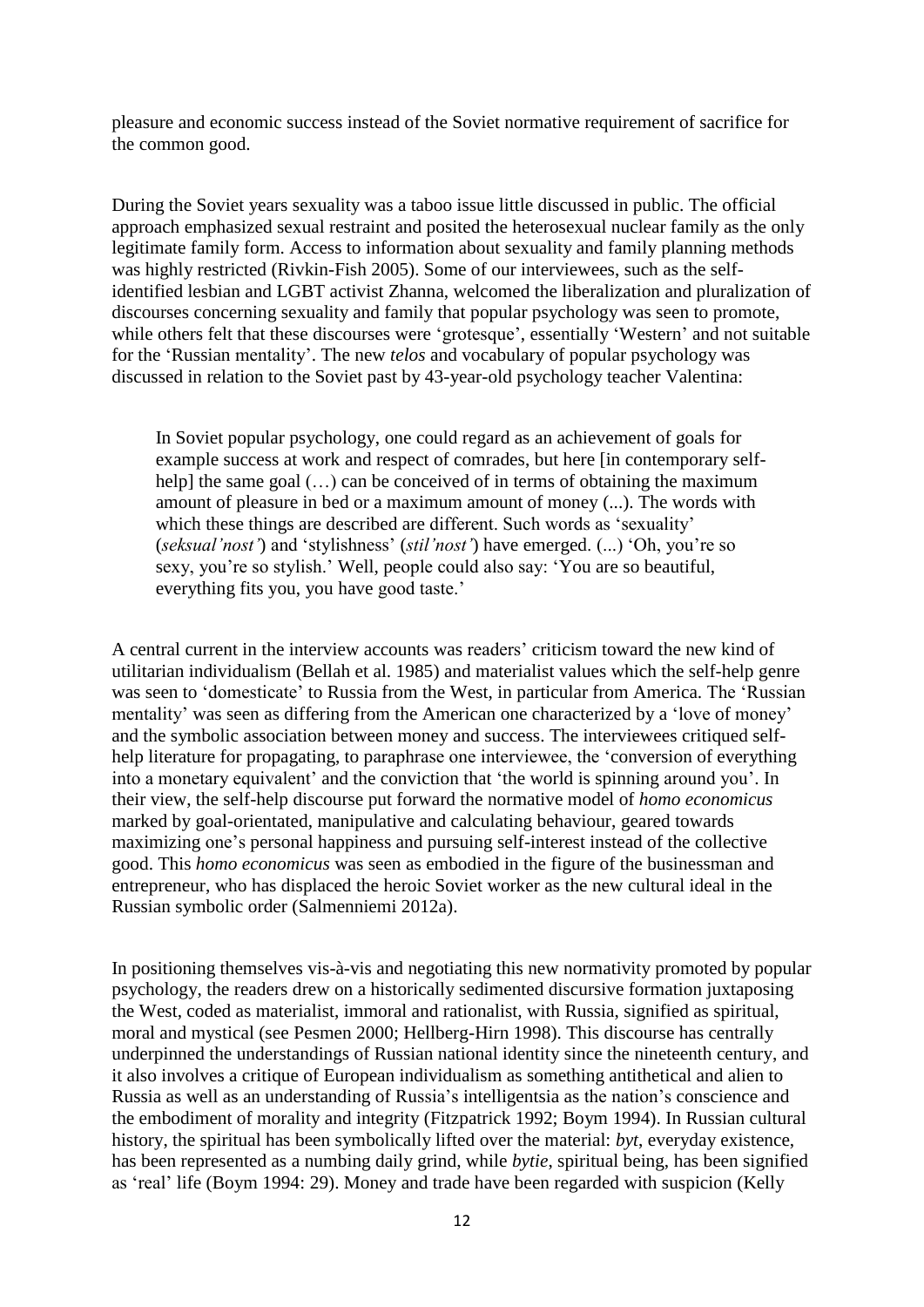pleasure and economic success instead of the Soviet normative requirement of sacrifice for the common good.

During the Soviet years sexuality was a taboo issue little discussed in public. The official approach emphasized sexual restraint and posited the heterosexual nuclear family as the only legitimate family form. Access to information about sexuality and family planning methods was highly restricted (Rivkin-Fish 2005). Some of our interviewees, such as the self-identified lesbian and LGBT activist Zhanna, welcomed the liberalization and pluralization of discourses concerning sexuality and family that popular psychology was seen to promote, while others felt that these discourses were 'grotesque', essentially 'Western' and not suitable for the 'Russian mentality'. The new *telos* and vocabulary of popular psychology was discussed in relation to the Soviet past by 43-year-old psychology teacher Valentina:

> In Soviet popular psychology, one could regard as an achievement of goals for example success at work and respect of comrades, but here [in contemporary self-help] the same goal (…) can be conceived of in terms of obtaining the maximum amount of pleasure in bed or a maximum amount of money (...). The words with which these things are described are different. Such words as 'sexuality' (*seksual'nost'*) and 'stylishness' (*stil'nost'*) have emerged. (...) 'Oh, you're so sexy, you're so stylish.' Well, people could also say: 'You are so beautiful, everything fits you, you have good taste.'

A central current in the interview accounts was readers' criticism toward the new kind of utilitarian individualism (Bellah et al. 1985) and materialist values which the self-help genre was seen to 'domesticate' to Russia from the West, in particular from America. The 'Russian mentality' was seen as differing from the American one characterized by a 'love of money' and the symbolic association between money and success. The interviewees critiqued self-help literature for propagating, to paraphrase one interviewee, the 'conversion of everything into a monetary equivalent' and the conviction that 'the world is spinning around you'. In their view, the self-help discourse put forward the normative model of *homo economicus* marked by goal-orientated, manipulative and calculating behaviour, geared towards maximizing one's personal happiness and pursuing self-interest instead of the collective good. This *homo economicus* was seen as embodied in the figure of the businessman and entrepreneur, who has displaced the heroic Soviet worker as the new cultural ideal in the Russian symbolic order (Salmenniemi 2012a).

In positioning themselves vis-à-vis and negotiating this new normativity promoted by popular psychology, the readers drew on a historically sedimented discursive formation juxtaposing the West, coded as materialist, immoral and rationalist, with Russia, signified as spiritual, moral and mystical (see Pesmen 2000; Hellberg-Hirn 1998). This discourse has centrally underpinned the understandings of Russian national identity since the nineteenth century, and it also involves a critique of European individualism as something antithetical and alien to Russia as well as an understanding of Russia's intelligentsia as the nation's conscience and the embodiment of morality and integrity (Fitzpatrick 1992; Boym 1994). In Russian cultural history, the spiritual has been symbolically lifted over the material: *byt*, everyday existence, has been represented as a numbing daily grind, while *bytie*, spiritual being, has been signified as 'real' life (Boym 1994: 29). Money and trade have been regarded with suspicion (Kelly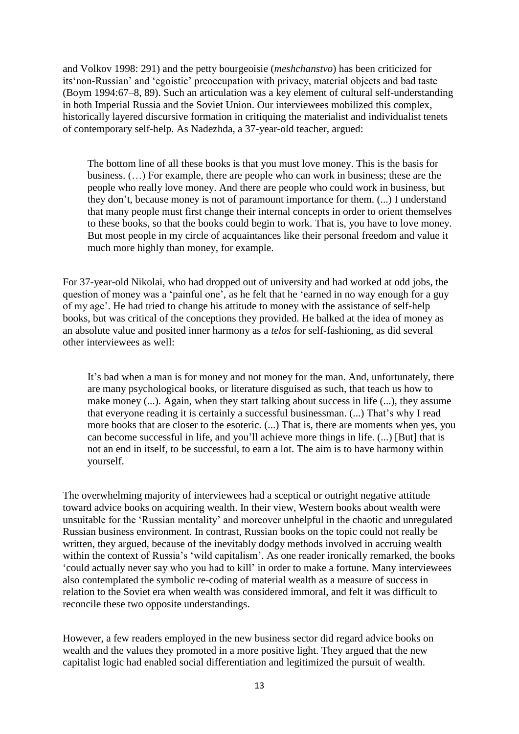and Volkov 1998: 291) and the petty bourgeoisie (*meshchanstvo*) has been criticized for its'non-Russian' and 'egoistic' preoccupation with privacy, material objects and bad taste (Boym 1994:67–8, 89). Such an articulation was a key element of cultural self-understanding in both Imperial Russia and the Soviet Union. Our interviewees mobilized this complex, historically layered discursive formation in critiquing the materialist and individualist tenets of contemporary self-help. As Nadezhda, a 37-year-old teacher, argued:

> The bottom line of all these books is that you must love money. This is the basis for business. (…) For example, there are people who can work in business; these are the people who really love money. And there are people who could work in business, but they don't, because money is not of paramount importance for them. (...) I understand that many people must first change their internal concepts in order to orient themselves to these books, so that the books could begin to work. That is, you have to love money. But most people in my circle of acquaintances like their personal freedom and value it much more highly than money, for example.

For 37-year-old Nikolai, who had dropped out of university and had worked at odd jobs, the question of money was a 'painful one', as he felt that he 'earned in no way enough for a guy of my age'. He had tried to change his attitude to money with the assistance of self-help books, but was critical of the conceptions they provided. He balked at the idea of money as an absolute value and posited inner harmony as a *telos* for self-fashioning, as did several other interviewees as well:

> It's bad when a man is for money and not money for the man. And, unfortunately, there are many psychological books, or literature disguised as such, that teach us how to make money (...). Again, when they start talking about success in life (...), they assume that everyone reading it is certainly a successful businessman. (...) That's why I read more books that are closer to the esoteric. (...) That is, there are moments when yes, you can become successful in life, and you'll achieve more things in life. (...) [But] that is not an end in itself, to be successful, to earn a lot. The aim is to have harmony within yourself.

The overwhelming majority of interviewees had a sceptical or outright negative attitude toward advice books on acquiring wealth. In their view, Western books about wealth were unsuitable for the 'Russian mentality' and moreover unhelpful in the chaotic and unregulated Russian business environment. In contrast, Russian books on the topic could not really be written, they argued, because of the inevitably dodgy methods involved in accruing wealth within the context of Russia's 'wild capitalism'. As one reader ironically remarked, the books 'could actually never say who you had to kill' in order to make a fortune. Many interviewees also contemplated the symbolic re-coding of material wealth as a measure of success in relation to the Soviet era when wealth was considered immoral, and felt it was difficult to reconcile these two opposite understandings.

However, a few readers employed in the new business sector did regard advice books on wealth and the values they promoted in a more positive light. They argued that the new capitalist logic had enabled social differentiation and legitimized the pursuit of wealth.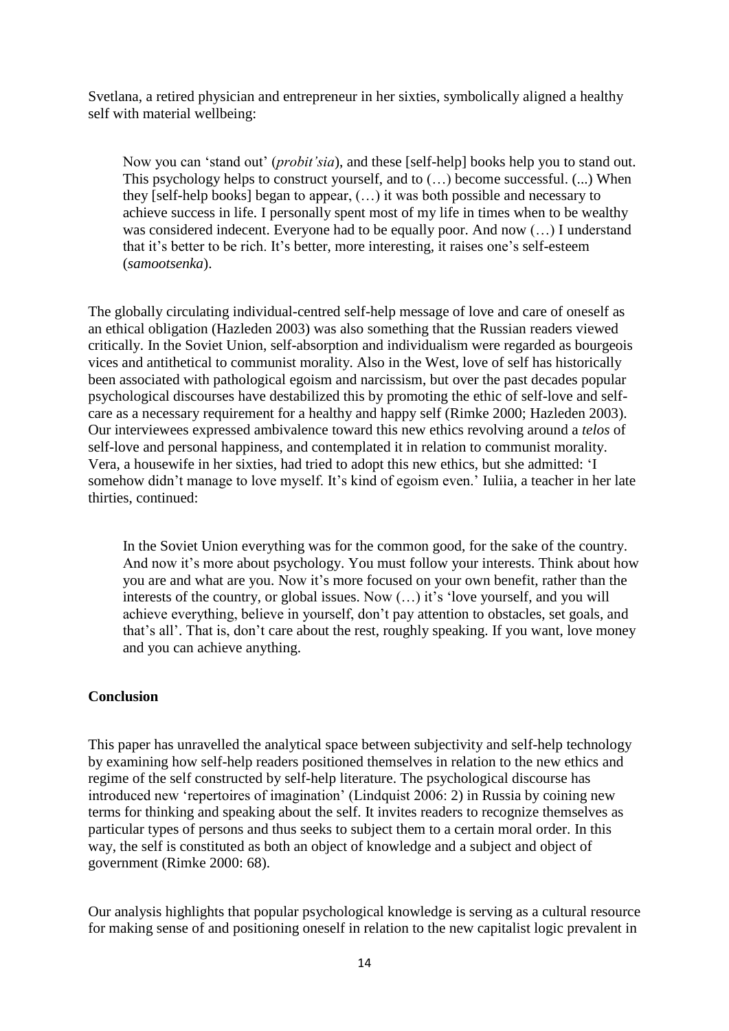Svetlana, a retired physician and entrepreneur in her sixties, symbolically aligned a healthy self with material wellbeing:

> Now you can 'stand out' (*probit'sia*), and these [self-help] books help you to stand out. This psychology helps to construct yourself, and to (…) become successful. (...) When they [self-help books] began to appear, (…) it was both possible and necessary to achieve success in life. I personally spent most of my life in times when to be wealthy was considered indecent. Everyone had to be equally poor. And now (…) I understand that it's better to be rich. It's better, more interesting, it raises one's self-esteem (*samootsenka*).

The globally circulating individual-centred self-help message of love and care of oneself as an ethical obligation (Hazleden 2003) was also something that the Russian readers viewed critically. In the Soviet Union, self-absorption and individualism were regarded as bourgeois vices and antithetical to communist morality. Also in the West, love of self has historically been associated with pathological egoism and narcissism, but over the past decades popular psychological discourses have destabilized this by promoting the ethic of self-love and self-care as a necessary requirement for a healthy and happy self (Rimke 2000; Hazleden 2003). Our interviewees expressed ambivalence toward this new ethics revolving around a *telos* of self-love and personal happiness, and contemplated it in relation to communist morality. Vera, a housewife in her sixties, had tried to adopt this new ethics, but she admitted: 'I somehow didn't manage to love myself. It's kind of egoism even.' Iuliia, a teacher in her late thirties, continued:

> In the Soviet Union everything was for the common good, for the sake of the country. And now it's more about psychology. You must follow your interests. Think about how you are and what are you. Now it's more focused on your own benefit, rather than the interests of the country, or global issues. Now (…) it's 'love yourself, and you will achieve everything, believe in yourself, don't pay attention to obstacles, set goals, and that's all'. That is, don't care about the rest, roughly speaking. If you want, love money and you can achieve anything.

## Conclusion

This paper has unravelled the analytical space between subjectivity and self-help technology by examining how self-help readers positioned themselves in relation to the new ethics and regime of the self constructed by self-help literature. The psychological discourse has introduced new 'repertoires of imagination' (Lindquist 2006: 2) in Russia by coining new terms for thinking and speaking about the self. It invites readers to recognize themselves as particular types of persons and thus seeks to subject them to a certain moral order. In this way, the self is constituted as both an object of knowledge and a subject and object of government (Rimke 2000: 68).

Our analysis highlights that popular psychological knowledge is serving as a cultural resource for making sense of and positioning oneself in relation to the new capitalist logic prevalent in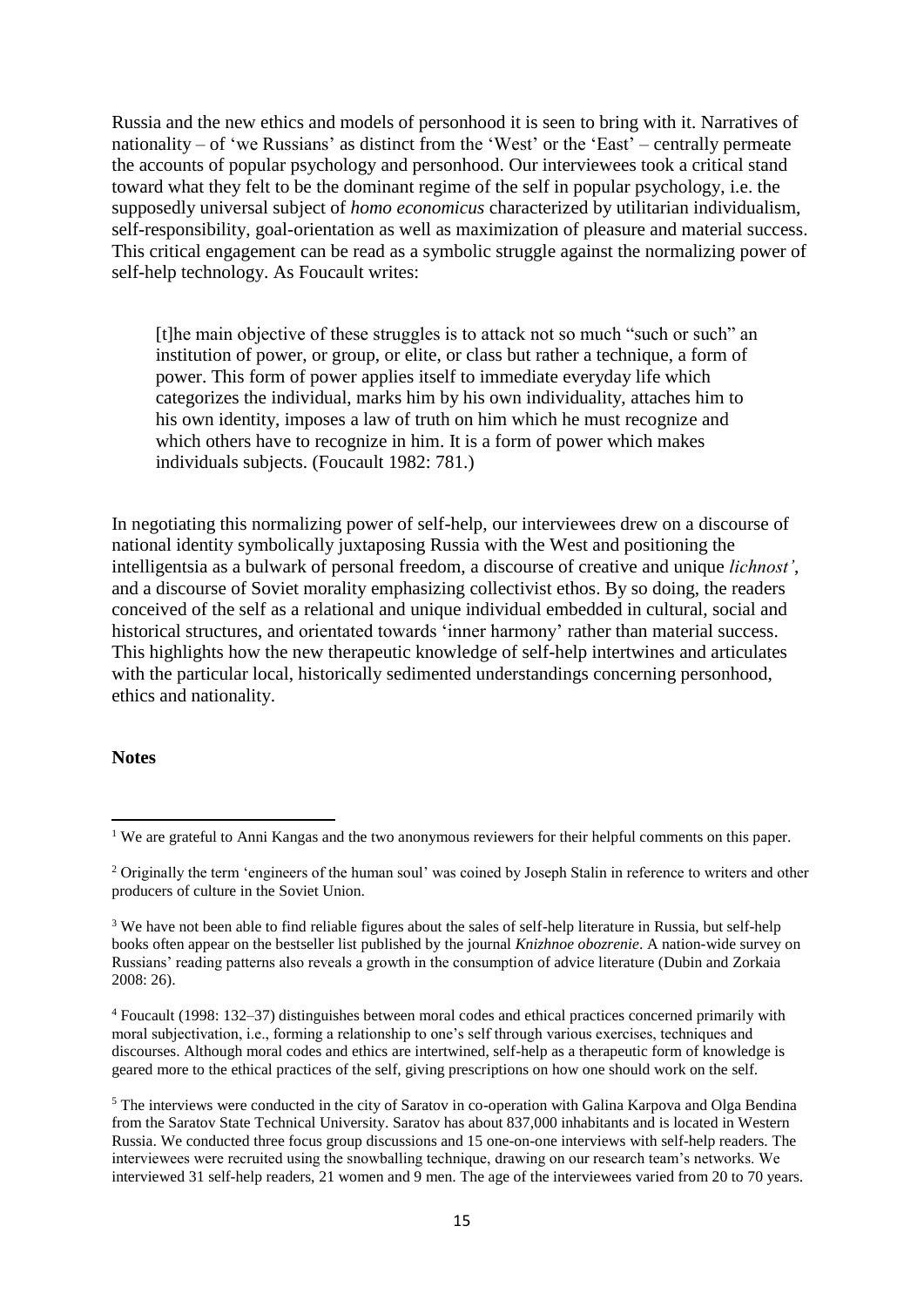Russia and the new ethics and models of personhood it is seen to bring with it. Narratives of nationality – of 'we Russians' as distinct from the 'West' or the 'East' – centrally permeate the accounts of popular psychology and personhood. Our interviewees took a critical stand toward what they felt to be the dominant regime of the self in popular psychology, i.e. the supposedly universal subject of *homo economicus* characterized by utilitarian individualism, self-responsibility, goal-orientation as well as maximization of pleasure and material success. This critical engagement can be read as a symbolic struggle against the normalizing power of self-help technology. As Foucault writes:

> [t]he main objective of these struggles is to attack not so much "such or such" an institution of power, or group, or elite, or class but rather a technique, a form of power. This form of power applies itself to immediate everyday life which categorizes the individual, marks him by his own individuality, attaches him to his own identity, imposes a law of truth on him which he must recognize and which others have to recognize in him. It is a form of power which makes individuals subjects. (Foucault 1982: 781.)

In negotiating this normalizing power of self-help, our interviewees drew on a discourse of national identity symbolically juxtaposing Russia with the West and positioning the intelligentsia as a bulwark of personal freedom, a discourse of creative and unique *lichnost'*, and a discourse of Soviet morality emphasizing collectivist ethos. By so doing, the readers conceived of the self as a relational and unique individual embedded in cultural, social and historical structures, and orientated towards 'inner harmony' rather than material success. This highlights how the new therapeutic knowledge of self-help intertwines and articulates with the particular local, historically sedimented understandings concerning personhood, ethics and nationality.

**Notes**

[1] We are grateful to Anni Kangas and the two anonymous reviewers for their helpful comments on this paper.

[2] Originally the term 'engineers of the human soul' was coined by Joseph Stalin in reference to writers and other producers of culture in the Soviet Union.

[3] We have not been able to find reliable figures about the sales of self-help literature in Russia, but self-help books often appear on the bestseller list published by the journal *Knizhnoe obozrenie*. A nation-wide survey on Russians' reading patterns also reveals a growth in the consumption of advice literature (Dubin and Zorkaia 2008: 26).

[4] Foucault (1998: 132–37) distinguishes between moral codes and ethical practices concerned primarily with moral subjectivation, i.e., forming a relationship to one's self through various exercises, techniques and discourses. Although moral codes and ethics are intertwined, self-help as a therapeutic form of knowledge is geared more to the ethical practices of the self, giving prescriptions on how one should work on the self.

[5] The interviews were conducted in the city of Saratov in co-operation with Galina Karpova and Olga Bendina from the Saratov State Technical University. Saratov has about 837,000 inhabitants and is located in Western Russia. We conducted three focus group discussions and 15 one-on-one interviews with self-help readers. The interviewees were recruited using the snowballing technique, drawing on our research team's networks. We interviewed 31 self-help readers, 21 women and 9 men. The age of the interviewees varied from 20 to 70 years.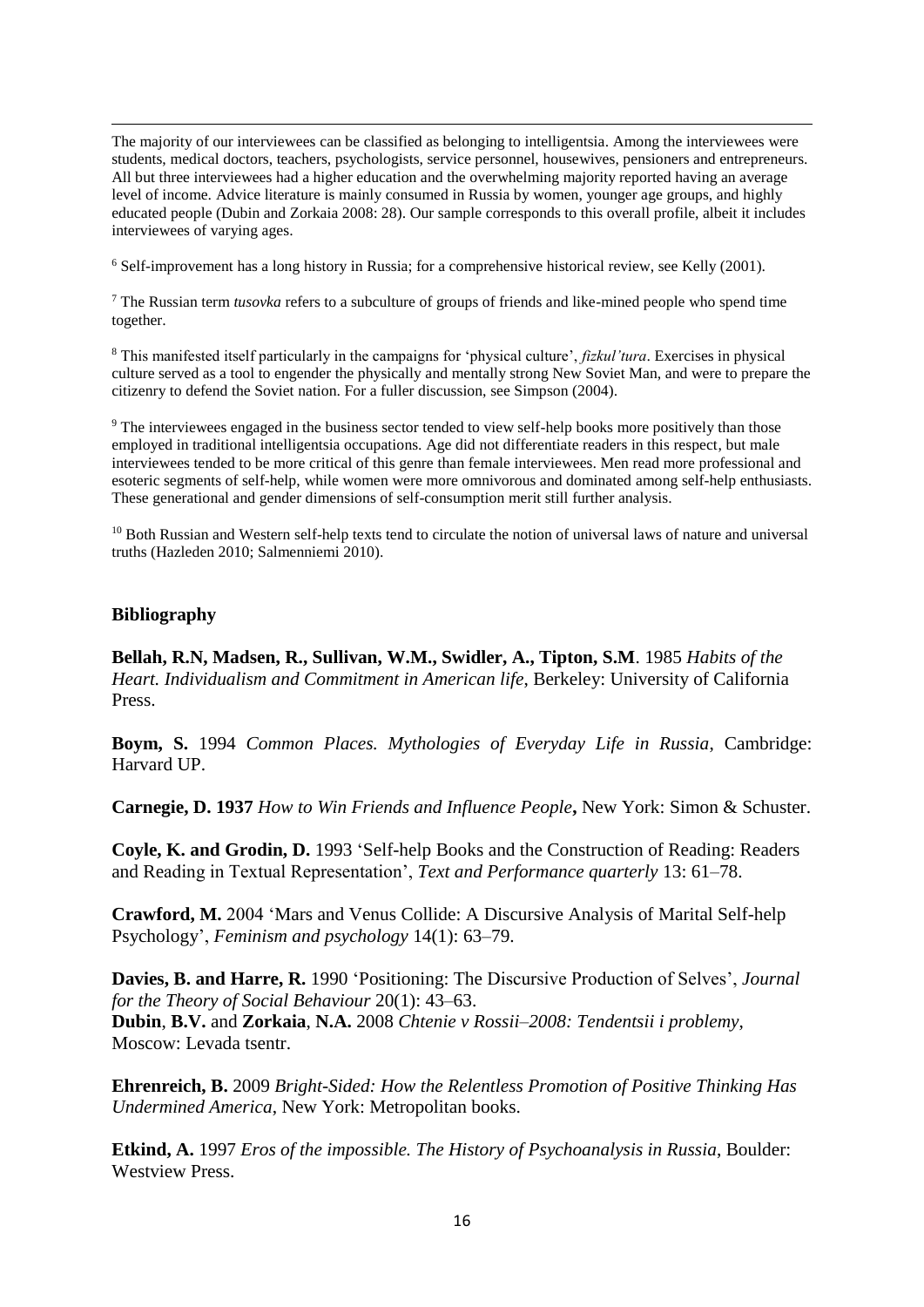The majority of our interviewees can be classified as belonging to intelligentsia. Among the interviewees were students, medical doctors, teachers, psychologists, service personnel, housewives, pensioners and entrepreneurs. All but three interviewees had a higher education and the overwhelming majority reported having an average level of income. Advice literature is mainly consumed in Russia by women, younger age groups, and highly educated people (Dubin and Zorkaia 2008: 28). Our sample corresponds to this overall profile, albeit it includes interviewees of varying ages.

[6] Self-improvement has a long history in Russia; for a comprehensive historical review, see Kelly (2001).

[7] The Russian term *tusovka* refers to a subculture of groups of friends and like-mined people who spend time together.

[8] This manifested itself particularly in the campaigns for 'physical culture', *fizkul'tura*. Exercises in physical culture served as a tool to engender the physically and mentally strong New Soviet Man, and were to prepare the citizenry to defend the Soviet nation. For a fuller discussion, see Simpson (2004).

[9] The interviewees engaged in the business sector tended to view self-help books more positively than those employed in traditional intelligentsia occupations. Age did not differentiate readers in this respect, but male interviewees tended to be more critical of this genre than female interviewees. Men read more professional and esoteric segments of self-help, while women were more omnivorous and dominated among self-help enthusiasts. These generational and gender dimensions of self-consumption merit still further analysis.

[10] Both Russian and Western self-help texts tend to circulate the notion of universal laws of nature and universal truths (Hazleden 2010; Salmenniemi 2010).

## Bibliography

**Bellah, R.N, Madsen, R., Sullivan, W.M., Swidler, A., Tipton, S.M**. 1985 *Habits of the Heart. Individualism and Commitment in American life*, Berkeley: University of California Press.

**Boym, S.** 1994 *Common Places. Mythologies of Everyday Life in Russia*, Cambridge: Harvard UP.

**Carnegie, D. 1937** *How to Win Friends and Influence People***,** New York: Simon & Schuster.

**Coyle, K. and Grodin, D.** 1993 'Self-help Books and the Construction of Reading: Readers and Reading in Textual Representation', *Text and Performance quarterly* 13: 61–78.

**Crawford, M.** 2004 'Mars and Venus Collide: A Discursive Analysis of Marital Self-help Psychology', *Feminism and psychology* 14(1): 63–79.

**Davies, B. and Harre, R.** 1990 'Positioning: The Discursive Production of Selves', *Journal for the Theory of Social Behaviour* 20(1): 43–63.

**Dubin**, **B.V.** and **Zorkaia**, **N.A.** 2008 *Chtenie v Rossii–2008: Tendentsii i problemy*, Moscow: Levada tsentr.

**Ehrenreich, B.** 2009 *Bright-Sided: How the Relentless Promotion of Positive Thinking Has Undermined America*, New York: Metropolitan books.

**Etkind, A.** 1997 *Eros of the impossible. The History of Psychoanalysis in Russia*, Boulder: Westview Press.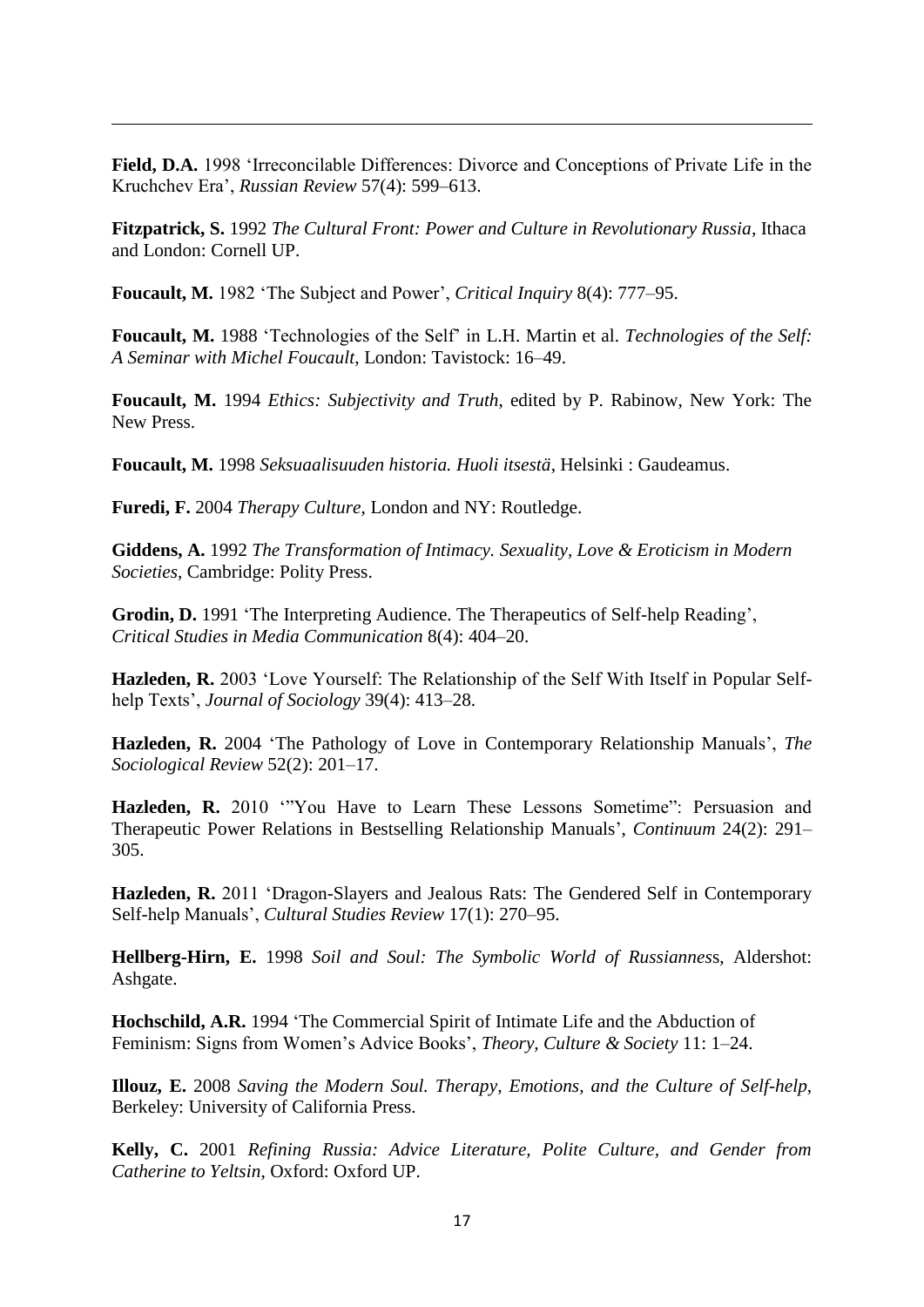**Field, D.A.** 1998 'Irreconcilable Differences: Divorce and Conceptions of Private Life in the Kruchchev Era', *Russian Review* 57(4): 599–613.

**Fitzpatrick, S.** 1992 *The Cultural Front: Power and Culture in Revolutionary Russia*, Ithaca and London: Cornell UP.

**Foucault, M.** 1982 'The Subject and Power', *Critical Inquiry* 8(4): 777–95.

**Foucault, M.** 1988 'Technologies of the Self' in L.H. Martin et al. *Technologies of the Self: A Seminar with Michel Foucault*, London: Tavistock: 16–49.

**Foucault, M.** 1994 *Ethics: Subjectivity and Truth*, edited by P. Rabinow, New York: The New Press.

**Foucault, M.** 1998 *Seksuaalisuuden historia. Huoli itsestä*, Helsinki : Gaudeamus.

**Furedi, F.** 2004 *Therapy Culture*, London and NY: Routledge.

**Giddens, A.** 1992 *The Transformation of Intimacy. Sexuality, Love & Eroticism in Modern Societies*, Cambridge: Polity Press.

**Grodin, D.** 1991 'The Interpreting Audience. The Therapeutics of Self-help Reading', *Critical Studies in Media Communication* 8(4): 404–20.

**Hazleden, R.** 2003 'Love Yourself: The Relationship of the Self With Itself in Popular Self-help Texts', *Journal of Sociology* 39(4): 413–28.

**Hazleden, R.** 2004 'The Pathology of Love in Contemporary Relationship Manuals', *The Sociological Review* 52(2): 201–17.

**Hazleden, R.** 2010 '"You Have to Learn These Lessons Sometime": Persuasion and Therapeutic Power Relations in Bestselling Relationship Manuals', *Continuum* 24(2): 291–305.

**Hazleden, R.** 2011 'Dragon-Slayers and Jealous Rats: The Gendered Self in Contemporary Self-help Manuals', *Cultural Studies Review* 17(1): 270–95.

**Hellberg-Hirn, E.** 1998 *Soil and Soul: The Symbolic World of Russianness*, Aldershot: Ashgate.

**Hochschild, A.R.** 1994 'The Commercial Spirit of Intimate Life and the Abduction of Feminism: Signs from Women's Advice Books', *Theory, Culture & Society* 11: 1–24.

**Illouz, E.** 2008 *Saving the Modern Soul. Therapy, Emotions, and the Culture of Self-help*, Berkeley: University of California Press.

**Kelly, C.** 2001 *Refining Russia: Advice Literature, Polite Culture, and Gender from Catherine to Yeltsin*, Oxford: Oxford UP.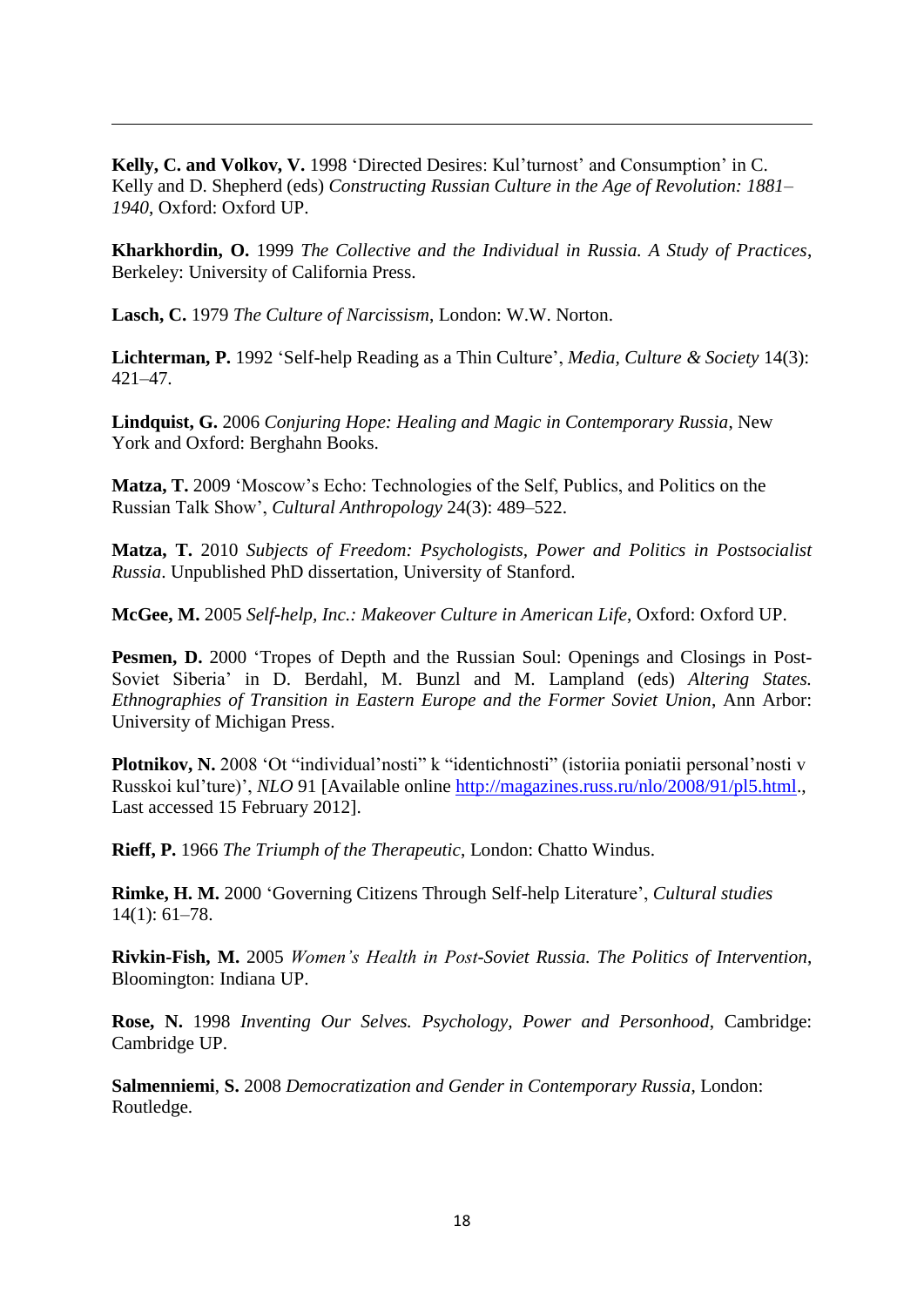**Kelly, C. and Volkov, V.** 1998 'Directed Desires: Kul'turnost' and Consumption' in C. Kelly and D. Shepherd (eds) *Constructing Russian Culture in the Age of Revolution: 1881–1940*, Oxford: Oxford UP.

**Kharkhordin, O.** 1999 *The Collective and the Individual in Russia. A Study of Practices*, Berkeley: University of California Press.

**Lasch, C.** 1979 *The Culture of Narcissism*, London: W.W. Norton.

**Lichterman, P.** 1992 'Self-help Reading as a Thin Culture', *Media, Culture & Society* 14(3): 421–47.

**Lindquist, G.** 2006 *Conjuring Hope: Healing and Magic in Contemporary Russia*, New York and Oxford: Berghahn Books.

**Matza, T.** 2009 'Moscow's Echo: Technologies of the Self, Publics, and Politics on the Russian Talk Show', *Cultural Anthropology* 24(3): 489–522.

**Matza, T.** 2010 *Subjects of Freedom: Psychologists, Power and Politics in Postsocialist Russia*. Unpublished PhD dissertation, University of Stanford.

**McGee, M.** 2005 *Self-help, Inc.: Makeover Culture in American Life*, Oxford: Oxford UP.

**Pesmen, D.** 2000 'Tropes of Depth and the Russian Soul: Openings and Closings in Post-Soviet Siberia' in D. Berdahl, M. Bunzl and M. Lampland (eds) *Altering States. Ethnographies of Transition in Eastern Europe and the Former Soviet Union*, Ann Arbor: University of Michigan Press.

**Plotnikov, N.** 2008 'Ot "individual'nosti" k "identichnosti" (istoriia poniatii personal'nosti v Russkoi kul'ture)', *NLO* 91 [Available online http://magazines.russ.ru/nlo/2008/91/pl5.html., Last accessed 15 February 2012].

**Rieff, P.** 1966 *The Triumph of the Therapeutic*, London: Chatto Windus.

**Rimke, H. M.** 2000 'Governing Citizens Through Self-help Literature', *Cultural studies* 14(1): 61–78.

**Rivkin-Fish, M.** 2005 *Women's Health in Post-Soviet Russia. The Politics of Intervention*, Bloomington: Indiana UP.

**Rose, N.** 1998 *Inventing Our Selves. Psychology, Power and Personhood*, Cambridge: Cambridge UP.

**Salmenniemi**, **S.** 2008 *Democratization and Gender in Contemporary Russia*, London: Routledge.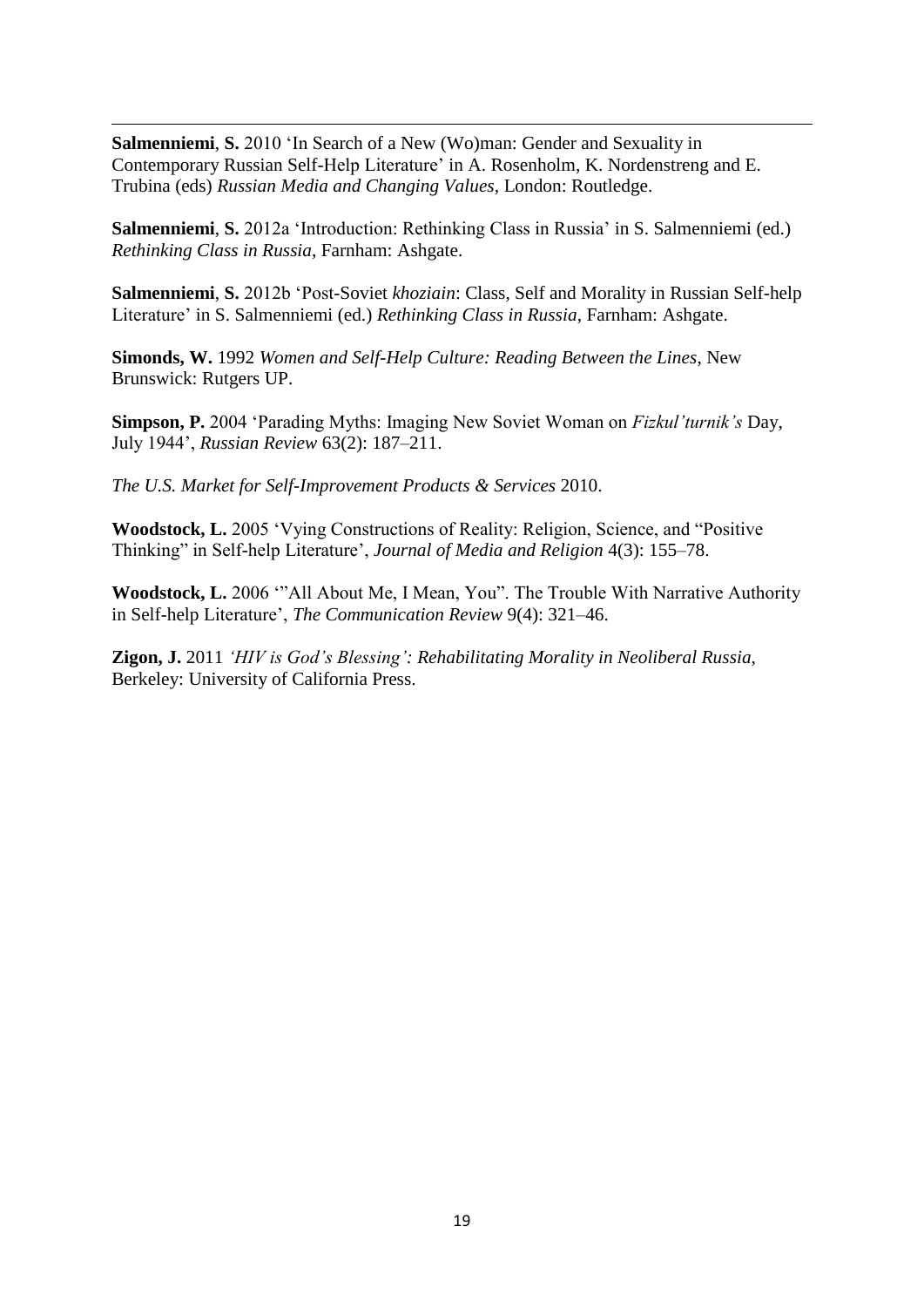**Salmenniemi**, **S.** 2010 'In Search of a New (Wo)man: Gender and Sexuality in Contemporary Russian Self-Help Literature' in A. Rosenholm, K. Nordenstreng and E. Trubina (eds) *Russian Media and Changing Values*, London: Routledge.

**Salmenniemi**, **S.** 2012a 'Introduction: Rethinking Class in Russia' in S. Salmenniemi (ed.) *Rethinking Class in Russia*, Farnham: Ashgate.

**Salmenniemi**, **S.** 2012b 'Post-Soviet *khoziain*: Class, Self and Morality in Russian Self-help Literature' in S. Salmenniemi (ed.) *Rethinking Class in Russia*, Farnham: Ashgate.

**Simonds, W.** 1992 *Women and Self-Help Culture: Reading Between the Lines*, New Brunswick: Rutgers UP.

**Simpson, P.** 2004 'Parading Myths: Imaging New Soviet Woman on *Fizkul'turnik's* Day, July 1944', *Russian Review* 63(2): 187–211.

*The U.S. Market for Self-Improvement Products & Services* 2010.

**Woodstock, L.** 2005 'Vying Constructions of Reality: Religion, Science, and "Positive Thinking" in Self-help Literature', *Journal of Media and Religion* 4(3): 155–78.

**Woodstock, L.** 2006 '"All About Me, I Mean, You". The Trouble With Narrative Authority in Self-help Literature', *The Communication Review* 9(4): 321–46.

**Zigon, J.** 2011 *'HIV is God's Blessing': Rehabilitating Morality in Neoliberal Russia*, Berkeley: University of California Press.